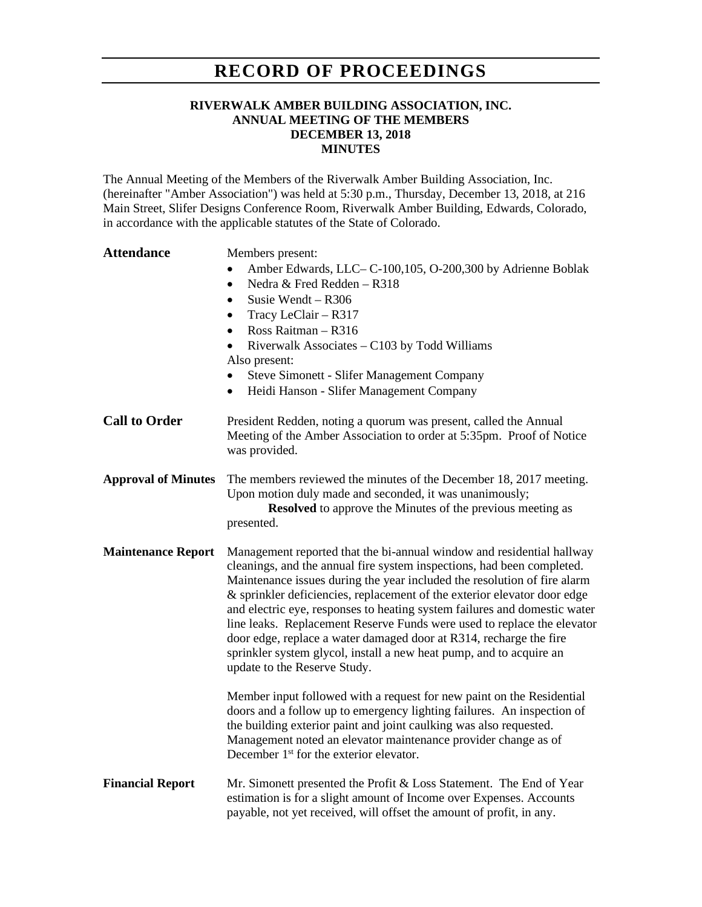# RECORD OF PROCEEDINGS

**RIVERWALK AMBER BUILDING ASSOCIATION, INC.**
**ANNUAL MEETING OF THE MEMBERS**
**DECEMBER 13, 2018**
**MINUTES**

The Annual Meeting of the Members of the Riverwalk Amber Building Association, Inc. (hereinafter "Amber Association") was held at 5:30 p.m., Thursday, December 13, 2018, at 216 Main Street, Slifer Designs Conference Room, Riverwalk Amber Building, Edwards, Colorado, in accordance with the applicable statutes of the State of Colorado.

**Attendance**

Members present:

- Amber Edwards, LLC– C-100,105, O-200,300 by Adrienne Boblak
- Nedra & Fred Redden – R318
- Susie Wendt – R306
- Tracy LeClair – R317
- Ross Raitman – R316
- Riverwalk Associates – C103 by Todd Williams

Also present:

- Steve Simonett - Slifer Management Company
- Heidi Hanson - Slifer Management Company

**Call to Order**

President Redden, noting a quorum was present, called the Annual Meeting of the Amber Association to order at 5:35pm. Proof of Notice was provided.

**Approval of Minutes**

The members reviewed the minutes of the December 18, 2017 meeting. Upon motion duly made and seconded, it was unanimously;

**Resolved** to approve the Minutes of the previous meeting as presented.

**Maintenance Report**

Management reported that the bi-annual window and residential hallway cleanings, and the annual fire system inspections, had been completed. Maintenance issues during the year included the resolution of fire alarm & sprinkler deficiencies, replacement of the exterior elevator door edge and electric eye, responses to heating system failures and domestic water line leaks. Replacement Reserve Funds were used to replace the elevator door edge, replace a water damaged door at R314, recharge the fire sprinkler system glycol, install a new heat pump, and to acquire an update to the Reserve Study.

Member input followed with a request for new paint on the Residential doors and a follow up to emergency lighting failures. An inspection of the building exterior paint and joint caulking was also requested. Management noted an elevator maintenance provider change as of December 1st for the exterior elevator.

**Financial Report**

Mr. Simonett presented the Profit & Loss Statement. The End of Year estimation is for a slight amount of Income over Expenses. Accounts payable, not yet received, will offset the amount of profit, in any.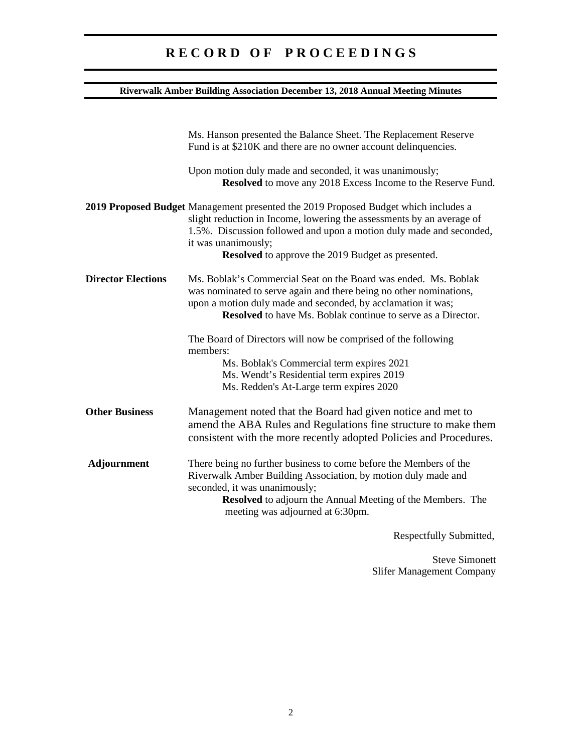# RECORD OF PROCEEDINGS

**Riverwalk Amber Building Association December 13, 2018 Annual Meeting Minutes**

Ms. Hanson presented the Balance Sheet. The Replacement Reserve Fund is at $210K and there are no owner account delinquencies.

Upon motion duly made and seconded, it was unanimously;
**Resolved** to move any 2018 Excess Income to the Reserve Fund.

**2019 Proposed Budget** Management presented the 2019 Proposed Budget which includes a slight reduction in Income, lowering the assessments by an average of 1.5%. Discussion followed and upon a motion duly made and seconded, it was unanimously;
**Resolved** to approve the 2019 Budget as presented.

**Director Elections** Ms. Boblak's Commercial Seat on the Board was ended. Ms. Boblak was nominated to serve again and there being no other nominations, upon a motion duly made and seconded, by acclamation it was;
**Resolved** to have Ms. Boblak continue to serve as a Director.

The Board of Directors will now be comprised of the following members:

Ms. Boblak's Commercial term expires 2021
Ms. Wendt's Residential term expires 2019
Ms. Redden's At-Large term expires 2020

**Other Business** Management noted that the Board had given notice and met to amend the ABA Rules and Regulations fine structure to make them consistent with the more recently adopted Policies and Procedures.

**Adjournment** There being no further business to come before the Members of the Riverwalk Amber Building Association, by motion duly made and seconded, it was unanimously;
**Resolved** to adjourn the Annual Meeting of the Members. The meeting was adjourned at 6:30pm.

Respectfully Submitted,

Steve Simonett
Slifer Management Company